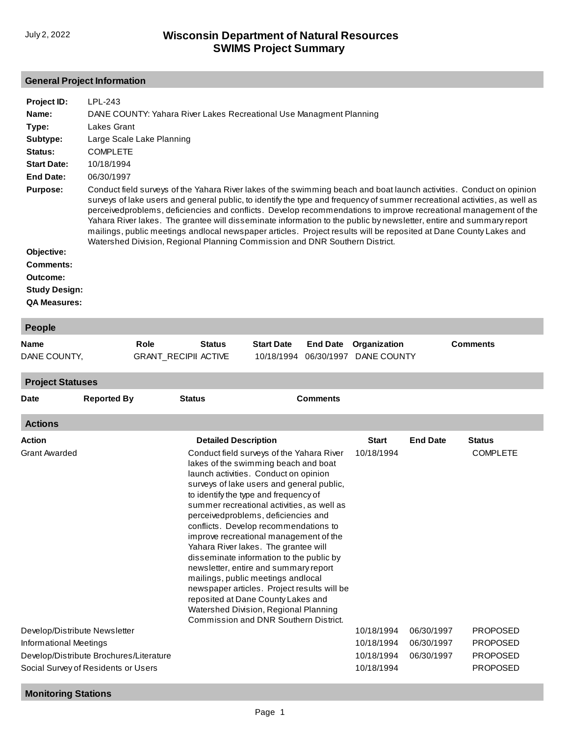# Wisconsin Department of Natural Resources
# SWIMS Project Summary

July 2, 2022

## General Project Information

**Project ID:** LPL-243

**Name:** DANE COUNTY: Yahara River Lakes Recreational Use Managment Planning

**Type:** Lakes Grant

**Subtype:** Large Scale Lake Planning

**Status:** COMPLETE

**Start Date:** 10/18/1994

**End Date:** 06/30/1997

**Purpose:** Conduct field surveys of the Yahara River lakes of the swimming beach and boat launch activities. Conduct on opinion surveys of lake users and general public, to identify the type and frequency of summer recreational activities, as well as perceivedproblems, deficiencies and conflicts. Develop recommendations to improve recreational management of the Yahara River lakes. The grantee will disseminate information to the public by newsletter, entire and summary report mailings, public meetings andlocal newspaper articles. Project results will be reposited at Dane County Lakes and Watershed Division, Regional Planning Commission and DNR Southern District.

**Objective:**

**Comments:**

**Outcome:**

**Study Design:**

**QA Measures:**

## People

| Name | Role | Status | Start Date | End Date | Organization | Comments |
|---|---|---|---|---|---|---|
| DANE COUNTY, | GRANT_RECIPII | ACTIVE | 10/18/1994 | 06/30/1997 | DANE COUNTY | |

## Project Statuses

| Date | Reported By | Status | Comments |
|---|---|---|---|

## Actions

| Action | Detailed Description | Start | End Date | Status |
|---|---|---|---|---|
| Grant Awarded | Conduct field surveys of the Yahara River lakes of the swimming beach and boat launch activities. Conduct on opinion surveys of lake users and general public, to identify the type and frequency of summer recreational activities, as well as perceivedproblems, deficiencies and conflicts. Develop recommendations to improve recreational management of the Yahara River lakes. The grantee will disseminate information to the public by newsletter, entire and summary report mailings, public meetings andlocal newspaper articles. Project results will be reposited at Dane County Lakes and Watershed Division, Regional Planning Commission and DNR Southern District. | 10/18/1994 | | COMPLETE |
| Develop/Distribute Newsletter | | 10/18/1994 | 06/30/1997 | PROPOSED |
| Informational Meetings | | 10/18/1994 | 06/30/1997 | PROPOSED |
| Develop/Distribute Brochures/Literature | | 10/18/1994 | 06/30/1997 | PROPOSED |
| Social Survey of Residents or Users | | 10/18/1994 | | PROPOSED |

## Monitoring Stations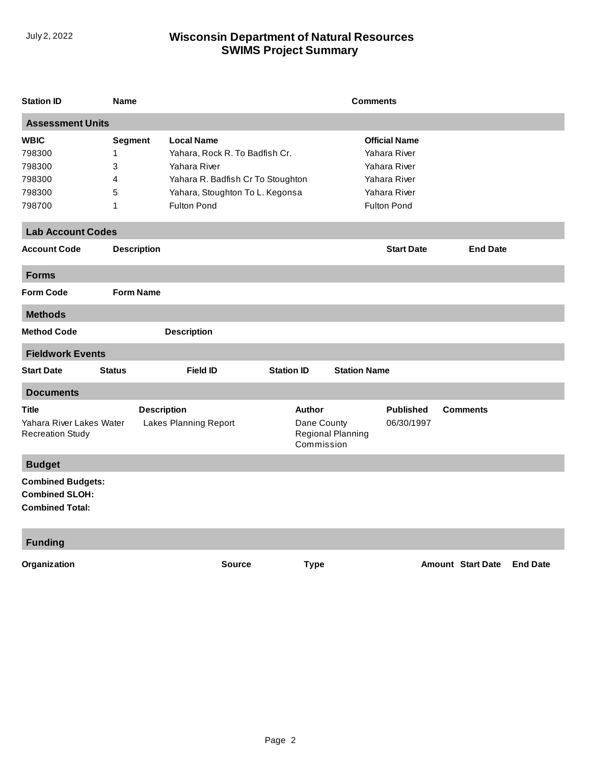# Wisconsin Department of Natural Resources
# SWIMS Project Summary

| Station ID | Name | Comments |
|---|---|---|

## Assessment Units

| WBIC | Segment | Local Name | Official Name |
|---|---|---|---|
| 798300 | 1 | Yahara, Rock R. To Badfish Cr. | Yahara River |
| 798300 | 3 | Yahara River | Yahara River |
| 798300 | 4 | Yahara R. Badfish Cr To Stoughton | Yahara River |
| 798300 | 5 | Yahara, Stoughton To L. Kegonsa | Yahara River |
| 798700 | 1 | Fulton Pond | Fulton Pond |

## Lab Account Codes

| Account Code | Description | Start Date | End Date |
|---|---|---|---|

## Forms

| Form Code | Form Name |
|---|---|

## Methods

| Method Code | Description |
|---|---|

## Fieldwork Events

| Start Date | Status | Field ID | Station ID | Station Name |
|---|---|---|---|---|

## Documents

| Title | Description | Author | Published | Comments |
|---|---|---|---|---|
| Yahara River Lakes Water Recreation Study | Lakes Planning Report | Dane County Regional Planning Commission | 06/30/1997 | |

## Budget

**Combined Budgets:**

**Combined SLOH:**

**Combined Total:**

## Funding

| Organization | Source | Type | Amount | Start Date | End Date |
|---|---|---|---|---|---|